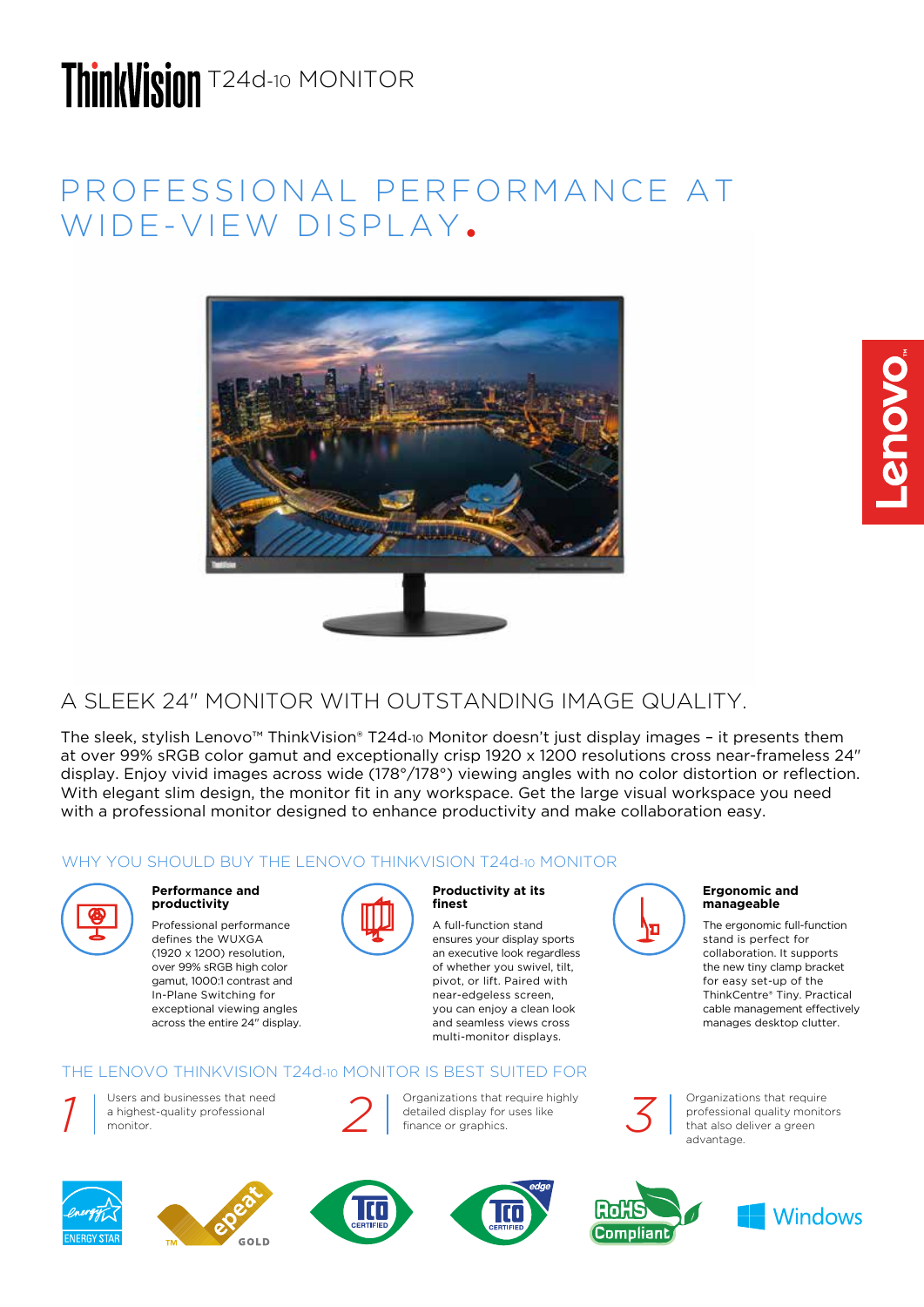# ThinkVision T24d-10 MONITOR

## PROFESSIONAL PERFORMANCE AT WIDE-VIEW DISPLAY.

## A SLEEK 24" MONITOR WITH OUTSTANDING IMAGE QUALITY.

The sleek, stylish Lenovo™ ThinkVision® T24d-10 Monitor doesn't just display images – it presents them at over 99% sRGB color gamut and exceptionally crisp 1920 x 1200 resolutions cross near-frameless 24" display. Enjoy vivid images across wide (178°/178°) viewing angles with no color distortion or reflection. With elegant slim design, the monitor fit in any workspace. Get the large visual workspace you need with a professional monitor designed to enhance productivity and make collaboration easy.

### WHY YOU SHOULD BUY THE LENOVO THINKVISION T24d-10 MONITOR

**Performance and productivity**

Professional performance defines the WUXGA (1920 x 1200) resolution, over 99% sRGB high color gamut, 1000:1 contrast and In-Plane Switching for exceptional viewing angles across the entire 24" display.

**Productivity at its finest**

A full-function stand ensures your display sports an executive look regardless of whether you swivel, tilt, pivot, or lift. Paired with near-edgeless screen, you can enjoy a clean look and seamless views cross multi-monitor displays.

**Ergonomic and manageable**

The ergonomic full-function stand is perfect for collaboration. It supports the new tiny clamp bracket for easy set-up of the ThinkCentre® Tiny. Practical cable management effectively manages desktop clutter.

### THE LENOVO THINKVISION T24d-10 MONITOR IS BEST SUITED FOR

1. Users and businesses that need a highest-quality professional monitor.
2. Organizations that require highly detailed display for uses like finance or graphics.
3. Organizations that require professional quality monitors that also deliver a green advantage.

ENERGY STAR | epeat GOLD | TCO CERTIFIED | TCO CERTIFIED edge | RoHS Compliant | Windows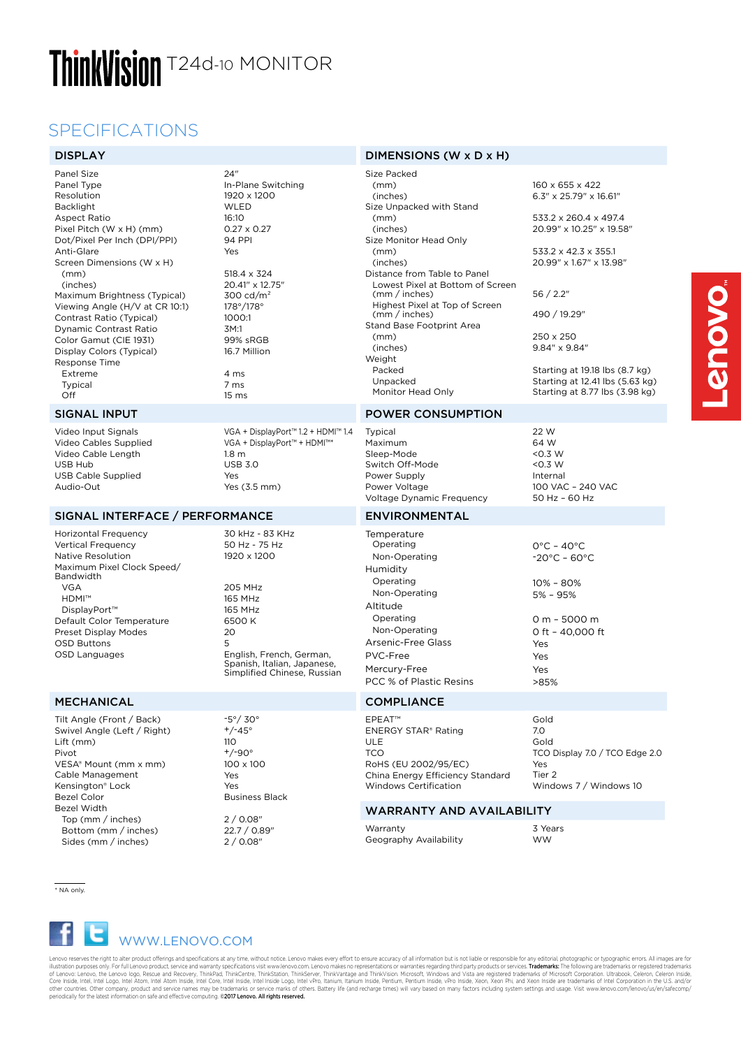# ThinkVision T24d-10 MONITOR

## SPECIFICATIONS

### DISPLAY

| | |
|---|---|
| Panel Size | 24" |
| Panel Type | In-Plane Switching |
| Resolution | 1920 x 1200 |
| Backlight | WLED |
| Aspect Ratio | 16:10 |
| Pixel Pitch (W x H) (mm) | 0.27 x 0.27 |
| Dot/Pixel Per Inch (DPI/PPI) | 94 PPI |
| Anti-Glare | Yes |
| Screen Dimensions (W x H) | |
| (mm) | 518.4 x 324 |
| (inches) | 20.41" x 12.75" |
| Maximum Brightness (Typical) | 300 cd/m² |
| Viewing Angle (H/V at CR 10:1) | 178°/178° |
| Contrast Ratio (Typical) | 1000:1 |
| Dynamic Contrast Ratio | 3M:1 |
| Color Gamut (CIE 1931) | 99% sRGB |
| Display Colors (Typical) | 16.7 Million |
| Response Time | |
| Extreme | 4 ms |
| Typical | 7 ms |
| Off | 15 ms |

### SIGNAL INPUT

| | |
|---|---|
| Video Input Signals | VGA + DisplayPort™ 1.2 + HDMI™ 1.4 |
| Video Cables Supplied | VGA + DisplayPort™ + HDMI™* |
| Video Cable Length | 1.8 m |
| USB Hub | USB 3.0 |
| USB Cable Supplied | Yes |
| Audio-Out | Yes (3.5 mm) |

### SIGNAL INTERFACE / PERFORMANCE

| | |
|---|---|
| Horizontal Frequency | 30 kHz - 83 KHz |
| Vertical Frequency | 50 Hz - 75 Hz |
| Native Resolution | 1920 x 1200 |
| Maximum Pixel Clock Speed/ Bandwidth | |
| VGA | 205 MHz |
| HDMI™ | 165 MHz |
| DisplayPort™ | 165 MHz |
| Default Color Temperature | 6500 K |
| Preset Display Modes | 20 |
| OSD Buttons | 5 |
| OSD Languages | English, French, German, Spanish, Italian, Japanese, Simplified Chinese, Russian |

### MECHANICAL

| | |
|---|---|
| Tilt Angle (Front / Back) | -5°/ 30° |
| Swivel Angle (Left / Right) | +/-45° |
| Lift (mm) | 110 |
| Pivot | +/-90° |
| VESA® Mount (mm x mm) | 100 x 100 |
| Cable Management | Yes |
| Kensington® Lock | Yes |
| Bezel Color | Business Black |
| Bezel Width | |
| Top (mm / inches) | 2 / 0.08" |
| Bottom (mm / inches) | 22.7 / 0.89" |
| Sides (mm / inches) | 2 / 0.08" |

### DIMENSIONS (W x D x H)

| | |
|---|---|
| Size Packed | |
| (mm) | 160 x 655 x 422 |
| (inches) | 6.3" x 25.79" x 16.61" |
| Size Unpacked with Stand | |
| (mm) | 533.2 x 260.4 x 497.4 |
| (inches) | 20.99" x 10.25" x 19.58" |
| Size Monitor Head Only | |
| (mm) | 533.2 x 42.3 x 355.1 |
| (inches) | 20.99" x 1.67" x 13.98" |
| Distance from Table to Panel | |
| Lowest Pixel at Bottom of Screen (mm / inches) | 56 / 2.2" |
| Highest Pixel at Top of Screen (mm / inches) | 490 / 19.29" |
| Stand Base Footprint Area | |
| (mm) | 250 x 250 |
| (inches) | 9.84" x 9.84" |
| Weight | |
| Packed | Starting at 19.18 lbs (8.7 kg) |
| Unpacked | Starting at 12.41 lbs (5.63 kg) |
| Monitor Head Only | Starting at 8.77 lbs (3.98 kg) |

### POWER CONSUMPTION

| | |
|---|---|
| Typical | 22 W |
| Maximum | 64 W |
| Sleep-Mode | <0.3 W |
| Switch Off-Mode | <0.3 W |
| Power Supply | Internal |
| Power Voltage | 100 VAC - 240 VAC |
| Voltage Dynamic Frequency | 50 Hz - 60 Hz |

### ENVIRONMENTAL

| | |
|---|---|
| Temperature | |
| Operating | 0°C - 40°C |
| Non-Operating | -20°C - 60°C |
| Humidity | |
| Operating | 10% - 80% |
| Non-Operating | 5% - 95% |
| Altitude | |
| Operating | 0 m - 5000 m |
| Non-Operating | 0 ft - 40,000 ft |
| Arsenic-Free Glass | Yes |
| PVC-Free | Yes |
| Mercury-Free | Yes |
| PCC % of Plastic Resins | >85% |

### COMPLIANCE

| | |
|---|---|
| EPEAT™ | Gold |
| ENERGY STAR® Rating | 7.0 |
| ULE | Gold |
| TCO | TCO Display 7.0 / TCO Edge 2.0 |
| RoHS (EU 2002/95/EC) | Yes |
| China Energy Efficiency Standard | Tier 2 |
| Windows Certification | Windows 7 / Windows 10 |

### WARRANTY AND AVAILABILITY

| | |
|---|---|
| Warranty | 3 Years |
| Geography Availability | WW |

\* NA only.

WWW.LENOVO.COM

Lenovo reserves the right to alter product offerings and specifications at any time, without notice. Lenovo makes every effort to ensure accuracy of all information but is not liable or responsible for any editorial, photographic or typographic errors. All images are for illustration purposes only. For full Lenovo product, service and warranty specifications visit www.lenovo.com. Lenovo makes no representations or warranties regarding third party products or services. **Trademarks:** The following are trademarks or registered trademarks of Lenovo: Lenovo, the Lenovo logo, Rescue and Recovery, ThinkPad, ThinkCentre, ThinkStation, ThinkServer, ThinkVantage and ThinkVision. Microsoft, Windows and Vista are registered trademarks of Microsoft Corporation. Ultrabook, Celeron, Celeron Inside, Core Inside, Intel, Intel Logo, Intel Atom, Intel Atom Inside, Intel Core, Intel Inside, Intel Inside Logo, Intel vPro, Itanium, Itanium Inside, Pentium, Pentium Inside, vPro Inside, Xeon, Xeon Phi, and Xeon Inside are trademarks of Intel Corporation in the U.S. and/or other countries. Other company, product and service names may be trademarks or service marks of others. Battery life (and recharge times) will vary based on many factors including system settings and usage. Visit www.lenovo.com/lenovo/us/en/safecomp/ periodically for the latest information on safe and effective computing. **©2017 Lenovo. All rights reserved.**